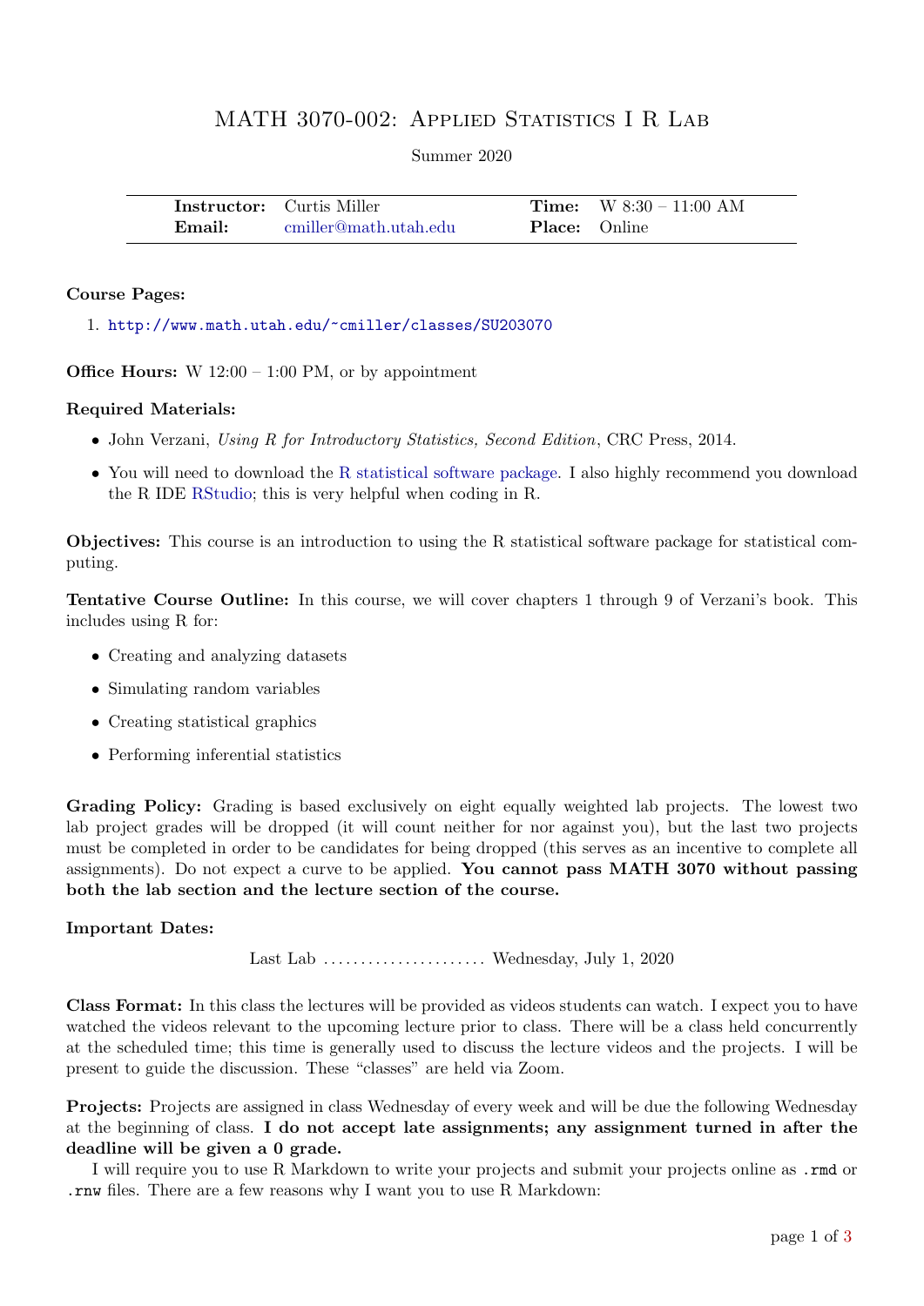# MATH 3070-002: Applied Statistics I R Lab

Summer 2020

| | | | |
|---|---|---|---|
| **Instructor:** | Curtis Miller | **Time:** | W 8:30 – 11:00 AM |
| **Email:** | cmiller@math.utah.edu | **Place:** | Online |

**Course Pages:**

1. http://www.math.utah.edu/~cmiller/classes/SU203070

**Office Hours:** W 12:00 – 1:00 PM, or by appointment

**Required Materials:**

- John Verzani, *Using R for Introductory Statistics, Second Edition*, CRC Press, 2014.
- You will need to download the R statistical software package. I also highly recommend you download the R IDE RStudio; this is very helpful when coding in R.

**Objectives:** This course is an introduction to using the R statistical software package for statistical computing.

**Tentative Course Outline:** In this course, we will cover chapters 1 through 9 of Verzani's book. This includes using R for:

- Creating and analyzing datasets
- Simulating random variables
- Creating statistical graphics
- Performing inferential statistics

**Grading Policy:** Grading is based exclusively on eight equally weighted lab projects. The lowest two lab project grades will be dropped (it will count neither for nor against you), but the last two projects must be completed in order to be candidates for being dropped (this serves as an incentive to complete all assignments). Do not expect a curve to be applied. **You cannot pass MATH 3070 without passing both the lab section and the lecture section of the course.**

**Important Dates:**

Last Lab ...................... Wednesday, July 1, 2020

**Class Format:** In this class the lectures will be provided as videos students can watch. I expect you to have watched the videos relevant to the upcoming lecture prior to class. There will be a class held concurrently at the scheduled time; this time is generally used to discuss the lecture videos and the projects. I will be present to guide the discussion. These "classes" are held via Zoom.

**Projects:** Projects are assigned in class Wednesday of every week and will be due the following Wednesday at the beginning of class. **I do not accept late assignments; any assignment turned in after the deadline will be given a 0 grade.**

I will require you to use R Markdown to write your projects and submit your projects online as `.rmd` or `.rnw` files. There are a few reasons why I want you to use R Markdown: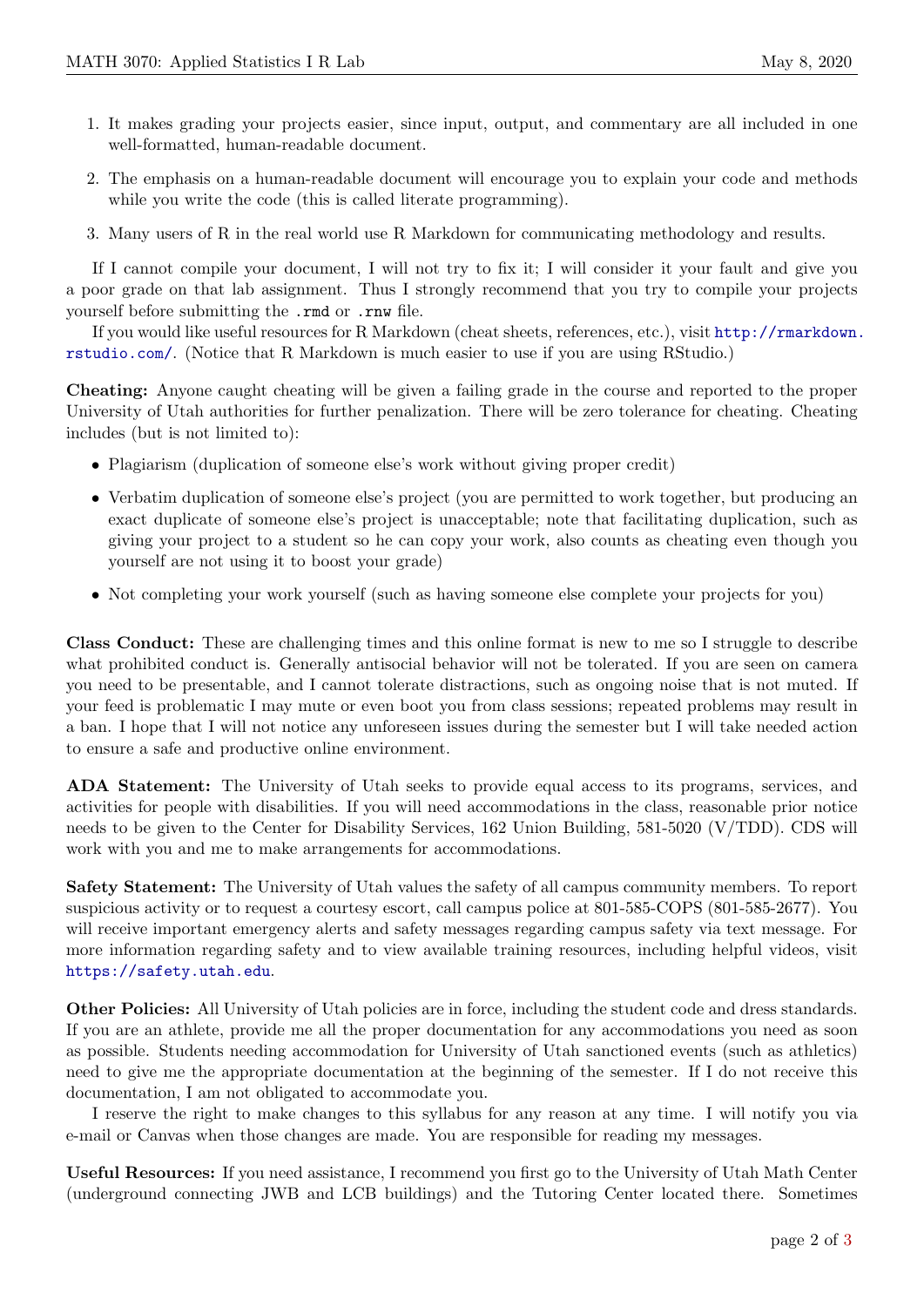1. It makes grading your projects easier, since input, output, and commentary are all included in one well-formatted, human-readable document.
2. The emphasis on a human-readable document will encourage you to explain your code and methods while you write the code (this is called literate programming).
3. Many users of R in the real world use R Markdown for communicating methodology and results.

If I cannot compile your document, I will not try to fix it; I will consider it your fault and give you a poor grade on that lab assignment. Thus I strongly recommend that you try to compile your projects yourself before submitting the `.rmd` or `.rnw` file.

If you would like useful resources for R Markdown (cheat sheets, references, etc.), visit http://rmarkdown.rstudio.com/. (Notice that R Markdown is much easier to use if you are using RStudio.)

**Cheating:** Anyone caught cheating will be given a failing grade in the course and reported to the proper University of Utah authorities for further penalization. There will be zero tolerance for cheating. Cheating includes (but is not limited to):

- Plagiarism (duplication of someone else's work without giving proper credit)
- Verbatim duplication of someone else's project (you are permitted to work together, but producing an exact duplicate of someone else's project is unacceptable; note that facilitating duplication, such as giving your project to a student so he can copy your work, also counts as cheating even though you yourself are not using it to boost your grade)
- Not completing your work yourself (such as having someone else complete your projects for you)

**Class Conduct:** These are challenging times and this online format is new to me so I struggle to describe what prohibited conduct is. Generally antisocial behavior will not be tolerated. If you are seen on camera you need to be presentable, and I cannot tolerate distractions, such as ongoing noise that is not muted. If your feed is problematic I may mute or even boot you from class sessions; repeated problems may result in a ban. I hope that I will not notice any unforeseen issues during the semester but I will take needed action to ensure a safe and productive online environment.

**ADA Statement:** The University of Utah seeks to provide equal access to its programs, services, and activities for people with disabilities. If you will need accommodations in the class, reasonable prior notice needs to be given to the Center for Disability Services, 162 Union Building, 581-5020 (V/TDD). CDS will work with you and me to make arrangements for accommodations.

**Safety Statement:** The University of Utah values the safety of all campus community members. To report suspicious activity or to request a courtesy escort, call campus police at 801-585-COPS (801-585-2677). You will receive important emergency alerts and safety messages regarding campus safety via text message. For more information regarding safety and to view available training resources, including helpful videos, visit https://safety.utah.edu.

**Other Policies:** All University of Utah policies are in force, including the student code and dress standards. If you are an athlete, provide me all the proper documentation for any accommodations you need as soon as possible. Students needing accommodation for University of Utah sanctioned events (such as athletics) need to give me the appropriate documentation at the beginning of the semester. If I do not receive this documentation, I am not obligated to accommodate you.

I reserve the right to make changes to this syllabus for any reason at any time. I will notify you via e-mail or Canvas when those changes are made. You are responsible for reading my messages.

**Useful Resources:** If you need assistance, I recommend you first go to the University of Utah Math Center (underground connecting JWB and LCB buildings) and the Tutoring Center located there. Sometimes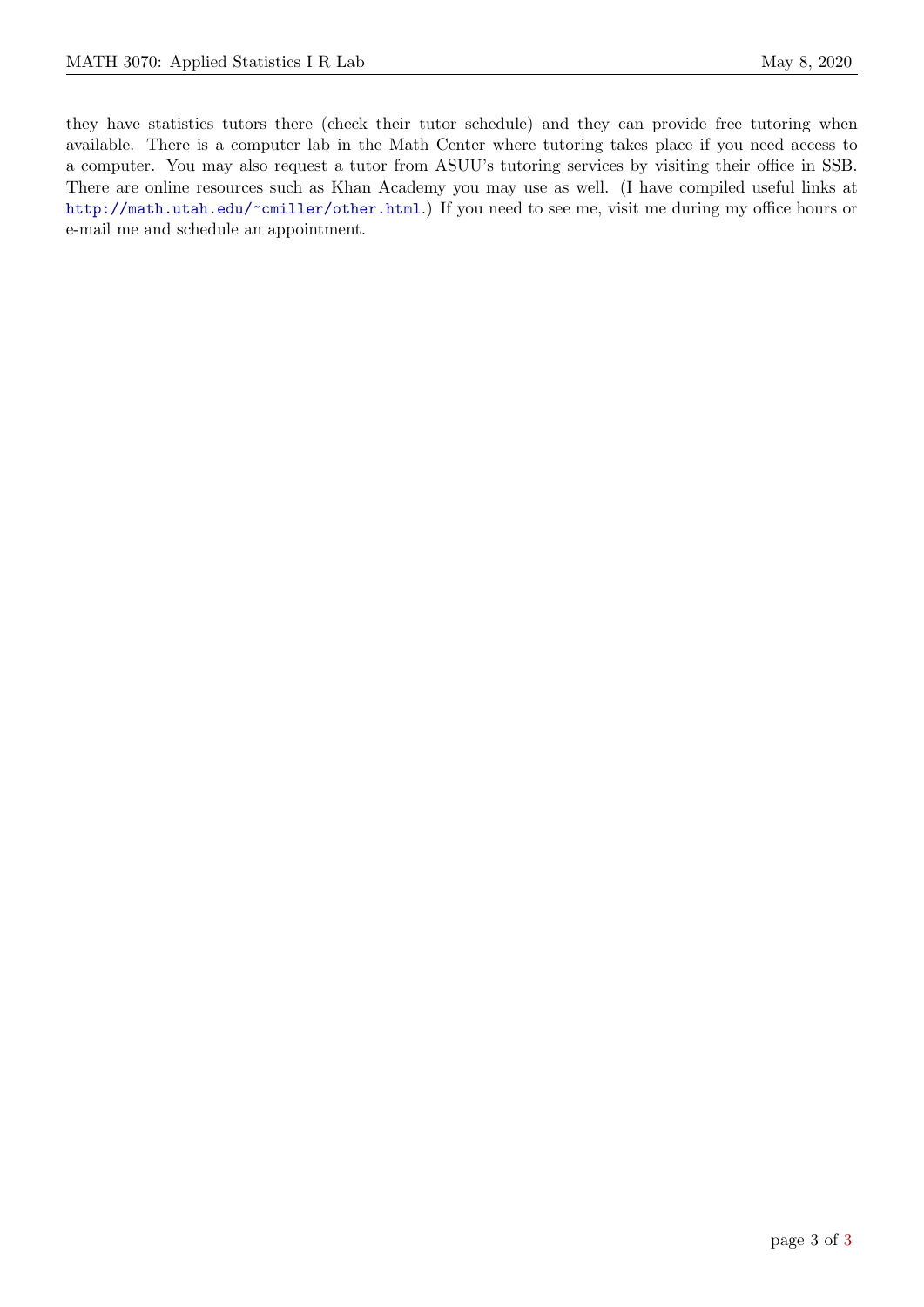they have statistics tutors there (check their tutor schedule) and they can provide free tutoring when available. There is a computer lab in the Math Center where tutoring takes place if you need access to a computer. You may also request a tutor from ASUU's tutoring services by visiting their office in SSB. There are online resources such as Khan Academy you may use as well. (I have compiled useful links at http://math.utah.edu/~cmiller/other.html.) If you need to see me, visit me during my office hours or e-mail me and schedule an appointment.